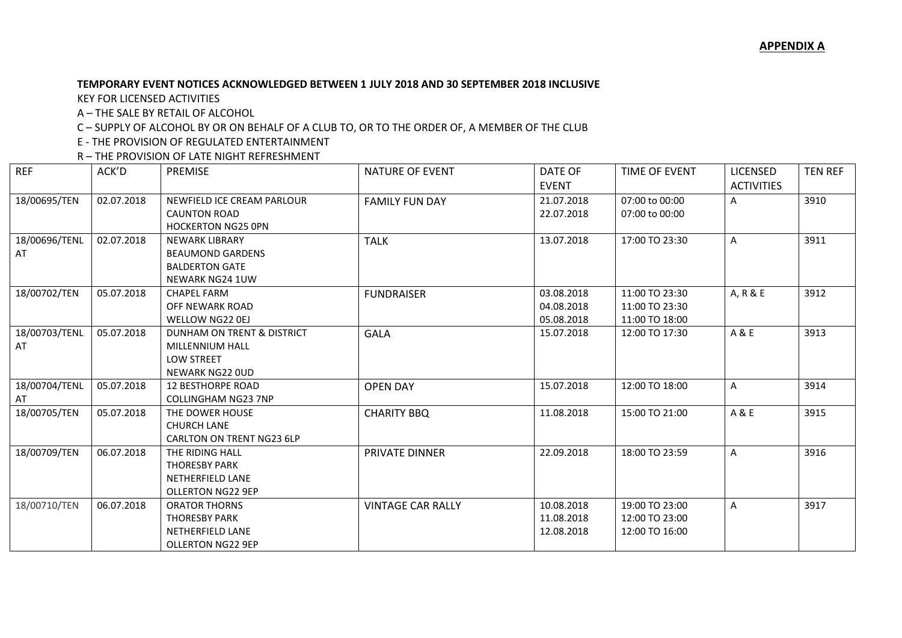**APPENDIX A**

**TEMPORARY EVENT NOTICES ACKNOWLEDGED BETWEEN 1 JULY 2018 AND 30 SEPTEMBER 2018 INCLUSIVE**

KEY FOR LICENSED ACTIVITIES

A – THE SALE BY RETAIL OF ALCOHOL

C – SUPPLY OF ALCOHOL BY OR ON BEHALF OF A CLUB TO, OR TO THE ORDER OF, A MEMBER OF THE CLUB

E - THE PROVISION OF REGULATED ENTERTAINMENT

R – THE PROVISION OF LATE NIGHT REFRESHMENT

| REF | ACK'D | PREMISE | NATURE OF EVENT | DATE OF EVENT | TIME OF EVENT | LICENSED ACTIVITIES | TEN REF |
|---|---|---|---|---|---|---|---|
| 18/00695/TEN | 02.07.2018 | NEWFIELD ICE CREAM PARLOUR<br>CAUNTON ROAD<br>HOCKERTON NG25 0PN | FAMILY FUN DAY | 21.07.2018<br>22.07.2018 | 07:00 to 00:00<br>07:00 to 00:00 | A | 3910 |
| 18/00696/TENLAT | 02.07.2018 | NEWARK LIBRARY<br>BEAUMOND GARDENS<br>BALDERTON GATE<br>NEWARK NG24 1UW | TALK | 13.07.2018 | 17:00 TO 23:30 | A | 3911 |
| 18/00702/TEN | 05.07.2018 | CHAPEL FARM<br>OFF NEWARK ROAD<br>WELLOW NG22 0EJ | FUNDRAISER | 03.08.2018<br>04.08.2018<br>05.08.2018 | 11:00 TO 23:30<br>11:00 TO 23:30<br>11:00 TO 18:00 | A, R & E | 3912 |
| 18/00703/TENLAT | 05.07.2018 | DUNHAM ON TRENT & DISTRICT<br>MILLENNIUM HALL<br>LOW STREET<br>NEWARK NG22 0UD | GALA | 15.07.2018 | 12:00 TO 17:30 | A & E | 3913 |
| 18/00704/TENLAT | 05.07.2018 | 12 BESTHORPE ROAD<br>COLLINGHAM NG23 7NP | OPEN DAY | 15.07.2018 | 12:00 TO 18:00 | A | 3914 |
| 18/00705/TEN | 05.07.2018 | THE DOWER HOUSE<br>CHURCH LANE<br>CARLTON ON TRENT NG23 6LP | CHARITY BBQ | 11.08.2018 | 15:00 TO 21:00 | A & E | 3915 |
| 18/00709/TEN | 06.07.2018 | THE RIDING HALL<br>THORESBY PARK<br>NETHERFIELD LANE<br>OLLERTON NG22 9EP | PRIVATE DINNER | 22.09.2018 | 18:00 TO 23:59 | A | 3916 |
| 18/00710/TEN | 06.07.2018 | ORATOR THORNS<br>THORESBY PARK<br>NETHERFIELD LANE<br>OLLERTON NG22 9EP | VINTAGE CAR RALLY | 10.08.2018<br>11.08.2018<br>12.08.2018 | 19:00 TO 23:00<br>12:00 TO 23:00<br>12:00 TO 16:00 | A | 3917 |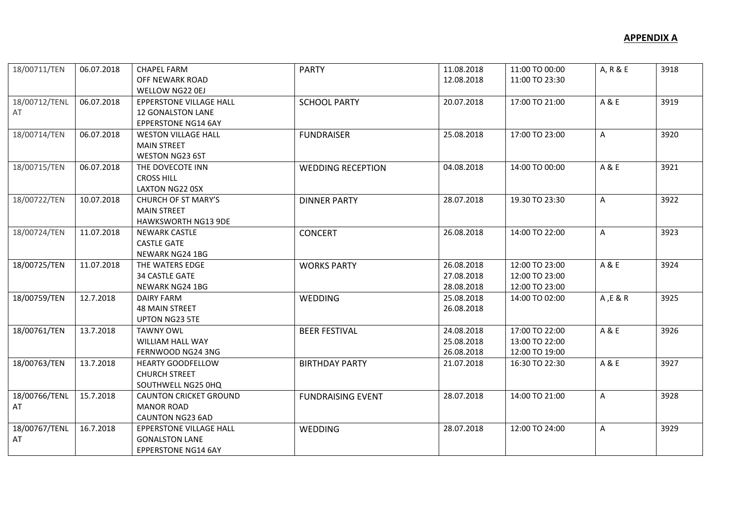**APPENDIX A**

| | | | | | | | |
|---|---|---|---|---|---|---|---|
| 18/00711/TEN | 06.07.2018 | CHAPEL FARM<br>OFF NEWARK ROAD<br>WELLOW NG22 0EJ | PARTY | 11.08.2018<br>12.08.2018 | 11:00 TO 00:00<br>11:00 TO 23:30 | A, R & E | 3918 |
| 18/00712/TENLAT | 06.07.2018 | EPPERSTONE VILLAGE HALL<br>12 GONALSTON LANE<br>EPPERSTONE NG14 6AY | SCHOOL PARTY | 20.07.2018 | 17:00 TO 21:00 | A & E | 3919 |
| 18/00714/TEN | 06.07.2018 | WESTON VILLAGE HALL<br>MAIN STREET<br>WESTON NG23 6ST | FUNDRAISER | 25.08.2018 | 17:00 TO 23:00 | A | 3920 |
| 18/00715/TEN | 06.07.2018 | THE DOVECOTE INN<br>CROSS HILL<br>LAXTON NG22 0SX | WEDDING RECEPTION | 04.08.2018 | 14:00 TO 00:00 | A & E | 3921 |
| 18/00722/TEN | 10.07.2018 | CHURCH OF ST MARY'S<br>MAIN STREET<br>HAWKSWORTH NG13 9DE | DINNER PARTY | 28.07.2018 | 19.30 TO 23:30 | A | 3922 |
| 18/00724/TEN | 11.07.2018 | NEWARK CASTLE<br>CASTLE GATE<br>NEWARK NG24 1BG | CONCERT | 26.08.2018 | 14:00 TO 22:00 | A | 3923 |
| 18/00725/TEN | 11.07.2018 | THE WATERS EDGE<br>34 CASTLE GATE<br>NEWARK NG24 1BG | WORKS PARTY | 26.08.2018<br>27.08.2018<br>28.08.2018 | 12:00 TO 23:00<br>12:00 TO 23:00<br>12:00 TO 23:00 | A & E | 3924 |
| 18/00759/TEN | 12.7.2018 | DAIRY FARM<br>48 MAIN STREET<br>UPTON NG23 5TE | WEDDING | 25.08.2018<br>26.08.2018 | 14:00 TO 02:00 | A ,E & R | 3925 |
| 18/00761/TEN | 13.7.2018 | TAWNY OWL<br>WILLIAM HALL WAY<br>FERNWOOD NG24 3NG | BEER FESTIVAL | 24.08.2018<br>25.08.2018<br>26.08.2018 | 17:00 TO 22:00<br>13:00 TO 22:00<br>12:00 TO 19:00 | A & E | 3926 |
| 18/00763/TEN | 13.7.2018 | HEARTY GOODFELLOW<br>CHURCH STREET<br>SOUTHWELL NG25 0HQ | BIRTHDAY PARTY | 21.07.2018 | 16:30 TO 22:30 | A & E | 3927 |
| 18/00766/TENLAT | 15.7.2018 | CAUNTON CRICKET GROUND<br>MANOR ROAD<br>CAUNTON NG23 6AD | FUNDRAISING EVENT | 28.07.2018 | 14:00 TO 21:00 | A | 3928 |
| 18/00767/TENLAT | 16.7.2018 | EPPERSTONE VILLAGE HALL<br>GONALSTON LANE<br>EPPERSTONE NG14 6AY | WEDDING | 28.07.2018 | 12:00 TO 24:00 | A | 3929 |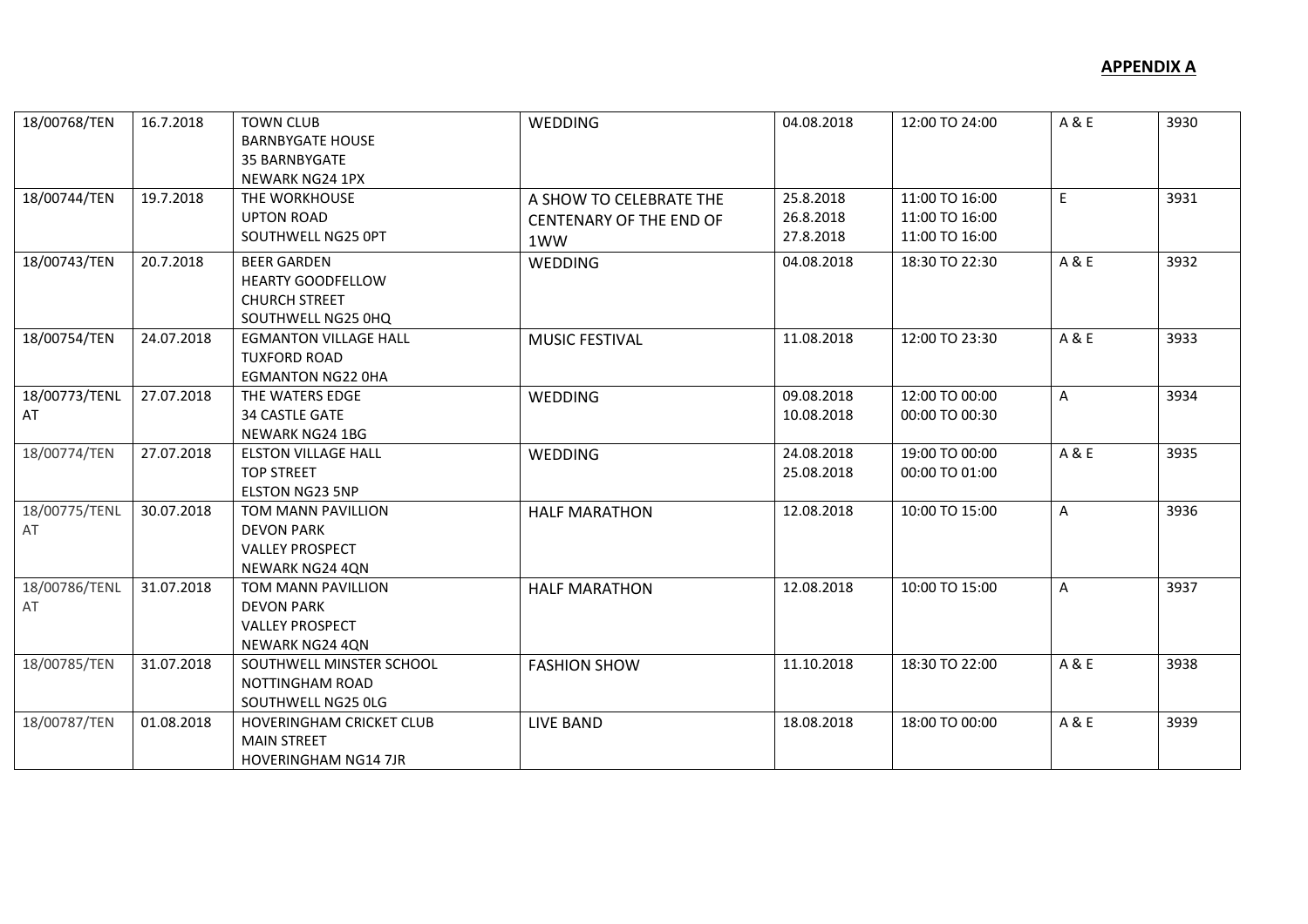**APPENDIX A**

| | | | | | | | |
|---|---|---|---|---|---|---|---|
| 18/00768/TEN | 16.7.2018 | TOWN CLUB<br>BARNBYGATE HOUSE<br>35 BARNBYGATE<br>NEWARK NG24 1PX | WEDDING | 04.08.2018 | 12:00 TO 24:00 | A & E | 3930 |
| 18/00744/TEN | 19.7.2018 | THE WORKHOUSE<br>UPTON ROAD<br>SOUTHWELL NG25 0PT | A SHOW TO CELEBRATE THE CENTENARY OF THE END OF 1WW | 25.8.2018<br>26.8.2018<br>27.8.2018 | 11:00 TO 16:00<br>11:00 TO 16:00<br>11:00 TO 16:00 | E | 3931 |
| 18/00743/TEN | 20.7.2018 | BEER GARDEN<br>HEARTY GOODFELLOW<br>CHURCH STREET<br>SOUTHWELL NG25 0HQ | WEDDING | 04.08.2018 | 18:30 TO 22:30 | A & E | 3932 |
| 18/00754/TEN | 24.07.2018 | EGMANTON VILLAGE HALL<br>TUXFORD ROAD<br>EGMANTON NG22 0HA | MUSIC FESTIVAL | 11.08.2018 | 12:00 TO 23:30 | A & E | 3933 |
| 18/00773/TENLAT | 27.07.2018 | THE WATERS EDGE<br>34 CASTLE GATE<br>NEWARK NG24 1BG | WEDDING | 09.08.2018<br>10.08.2018 | 12:00 TO 00:00<br>00:00 TO 00:30 | A | 3934 |
| 18/00774/TEN | 27.07.2018 | ELSTON VILLAGE HALL<br>TOP STREET<br>ELSTON NG23 5NP | WEDDING | 24.08.2018<br>25.08.2018 | 19:00 TO 00:00<br>00:00 TO 01:00 | A & E | 3935 |
| 18/00775/TENLAT | 30.07.2018 | TOM MANN PAVILLION<br>DEVON PARK<br>VALLEY PROSPECT<br>NEWARK NG24 4QN | HALF MARATHON | 12.08.2018 | 10:00 TO 15:00 | A | 3936 |
| 18/00786/TENLAT | 31.07.2018 | TOM MANN PAVILLION<br>DEVON PARK<br>VALLEY PROSPECT<br>NEWARK NG24 4QN | HALF MARATHON | 12.08.2018 | 10:00 TO 15:00 | A | 3937 |
| 18/00785/TEN | 31.07.2018 | SOUTHWELL MINSTER SCHOOL<br>NOTTINGHAM ROAD<br>SOUTHWELL NG25 0LG | FASHION SHOW | 11.10.2018 | 18:30 TO 22:00 | A & E | 3938 |
| 18/00787/TEN | 01.08.2018 | HOVERINGHAM CRICKET CLUB<br>MAIN STREET<br>HOVERINGHAM NG14 7JR | LIVE BAND | 18.08.2018 | 18:00 TO 00:00 | A & E | 3939 |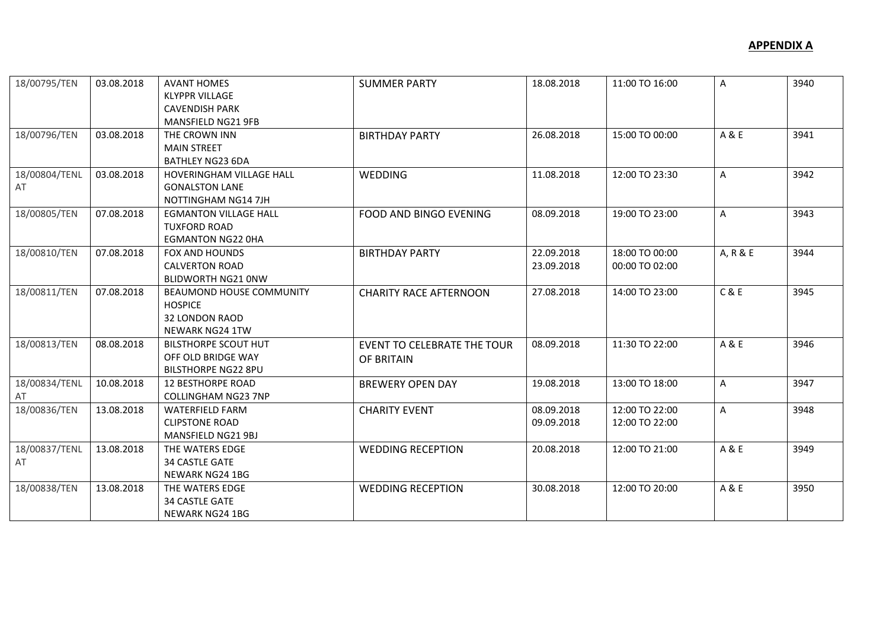**APPENDIX A**

| | | | | | | | |
|---|---|---|---|---|---|---|---|
| 18/00795/TEN | 03.08.2018 | AVANT HOMES<br>KLYPPR VILLAGE<br>CAVENDISH PARK<br>MANSFIELD NG21 9FB | SUMMER PARTY | 18.08.2018 | 11:00 TO 16:00 | A | 3940 |
| 18/00796/TEN | 03.08.2018 | THE CROWN INN<br>MAIN STREET<br>BATHLEY NG23 6DA | BIRTHDAY PARTY | 26.08.2018 | 15:00 TO 00:00 | A & E | 3941 |
| 18/00804/TENLAT | 03.08.2018 | HOVERINGHAM VILLAGE HALL<br>GONALSTON LANE<br>NOTTINGHAM NG14 7JH | WEDDING | 11.08.2018 | 12:00 TO 23:30 | A | 3942 |
| 18/00805/TEN | 07.08.2018 | EGMANTON VILLAGE HALL<br>TUXFORD ROAD<br>EGMANTON NG22 0HA | FOOD AND BINGO EVENING | 08.09.2018 | 19:00 TO 23:00 | A | 3943 |
| 18/00810/TEN | 07.08.2018 | FOX AND HOUNDS<br>CALVERTON ROAD<br>BLIDWORTH NG21 0NW | BIRTHDAY PARTY | 22.09.2018<br>23.09.2018 | 18:00 TO 00:00<br>00:00 TO 02:00 | A, R & E | 3944 |
| 18/00811/TEN | 07.08.2018 | BEAUMOND HOUSE COMMUNITY HOSPICE<br>32 LONDON RAOD<br>NEWARK NG24 1TW | CHARITY RACE AFTERNOON | 27.08.2018 | 14:00 TO 23:00 | C & E | 3945 |
| 18/00813/TEN | 08.08.2018 | BILSTHORPE SCOUT HUT<br>OFF OLD BRIDGE WAY<br>BILSTHORPE NG22 8PU | EVENT TO CELEBRATE THE TOUR OF BRITAIN | 08.09.2018 | 11:30 TO 22:00 | A & E | 3946 |
| 18/00834/TENLAT | 10.08.2018 | 12 BESTHORPE ROAD<br>COLLINGHAM NG23 7NP | BREWERY OPEN DAY | 19.08.2018 | 13:00 TO 18:00 | A | 3947 |
| 18/00836/TEN | 13.08.2018 | WATERFIELD FARM<br>CLIPSTONE ROAD<br>MANSFIELD NG21 9BJ | CHARITY EVENT | 08.09.2018<br>09.09.2018 | 12:00 TO 22:00<br>12:00 TO 22:00 | A | 3948 |
| 18/00837/TENLAT | 13.08.2018 | THE WATERS EDGE<br>34 CASTLE GATE<br>NEWARK NG24 1BG | WEDDING RECEPTION | 20.08.2018 | 12:00 TO 21:00 | A & E | 3949 |
| 18/00838/TEN | 13.08.2018 | THE WATERS EDGE<br>34 CASTLE GATE<br>NEWARK NG24 1BG | WEDDING RECEPTION | 30.08.2018 | 12:00 TO 20:00 | A & E | 3950 |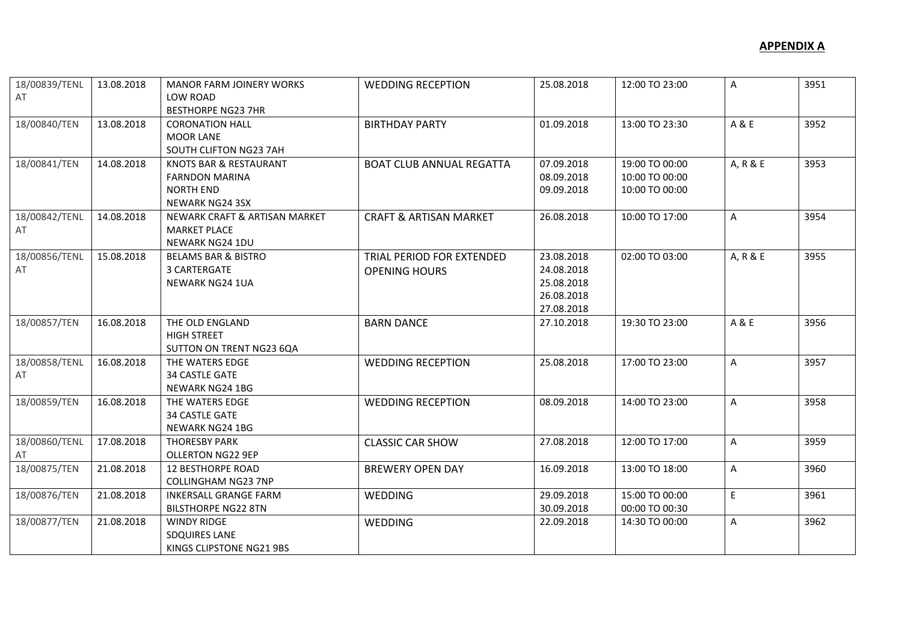**APPENDIX A**

| | | | | | | | |
|---|---|---|---|---|---|---|---|
| 18/00839/TENLAT | 13.08.2018 | MANOR FARM JOINERY WORKS<br>LOW ROAD<br>BESTHORPE NG23 7HR | WEDDING RECEPTION | 25.08.2018 | 12:00 TO 23:00 | A | 3951 |
| 18/00840/TEN | 13.08.2018 | CORONATION HALL<br>MOOR LANE<br>SOUTH CLIFTON NG23 7AH | BIRTHDAY PARTY | 01.09.2018 | 13:00 TO 23:30 | A & E | 3952 |
| 18/00841/TEN | 14.08.2018 | KNOTS BAR & RESTAURANT<br>FARNDON MARINA<br>NORTH END<br>NEWARK NG24 3SX | BOAT CLUB ANNUAL REGATTA | 07.09.2018<br>08.09.2018<br>09.09.2018 | 19:00 TO 00:00<br>10:00 TO 00:00<br>10:00 TO 00:00 | A, R & E | 3953 |
| 18/00842/TENLAT | 14.08.2018 | NEWARK CRAFT & ARTISAN MARKET<br>MARKET PLACE<br>NEWARK NG24 1DU | CRAFT & ARTISAN MARKET | 26.08.2018 | 10:00 TO 17:00 | A | 3954 |
| 18/00856/TENLAT | 15.08.2018 | BELAMS BAR & BISTRO<br>3 CARTERGATE<br>NEWARK NG24 1UA | TRIAL PERIOD FOR EXTENDED OPENING HOURS | 23.08.2018<br>24.08.2018<br>25.08.2018<br>26.08.2018<br>27.08.2018 | 02:00 TO 03:00 | A, R & E | 3955 |
| 18/00857/TEN | 16.08.2018 | THE OLD ENGLAND<br>HIGH STREET<br>SUTTON ON TRENT NG23 6QA | BARN DANCE | 27.10.2018 | 19:30 TO 23:00 | A & E | 3956 |
| 18/00858/TENLAT | 16.08.2018 | THE WATERS EDGE<br>34 CASTLE GATE<br>NEWARK NG24 1BG | WEDDING RECEPTION | 25.08.2018 | 17:00 TO 23:00 | A | 3957 |
| 18/00859/TEN | 16.08.2018 | THE WATERS EDGE<br>34 CASTLE GATE<br>NEWARK NG24 1BG | WEDDING RECEPTION | 08.09.2018 | 14:00 TO 23:00 | A | 3958 |
| 18/00860/TENLAT | 17.08.2018 | THORESBY PARK<br>OLLERTON NG22 9EP | CLASSIC CAR SHOW | 27.08.2018 | 12:00 TO 17:00 | A | 3959 |
| 18/00875/TEN | 21.08.2018 | 12 BESTHORPE ROAD<br>COLLINGHAM NG23 7NP | BREWERY OPEN DAY | 16.09.2018 | 13:00 TO 18:00 | A | 3960 |
| 18/00876/TEN | 21.08.2018 | INKERSALL GRANGE FARM<br>BILSTHORPE NG22 8TN | WEDDING | 29.09.2018<br>30.09.2018 | 15:00 TO 00:00<br>00:00 TO 00:30 | E | 3961 |
| 18/00877/TEN | 21.08.2018 | WINDY RIDGE<br>SDQUIRES LANE<br>KINGS CLIPSTONE NG21 9BS | WEDDING | 22.09.2018 | 14:30 TO 00:00 | A | 3962 |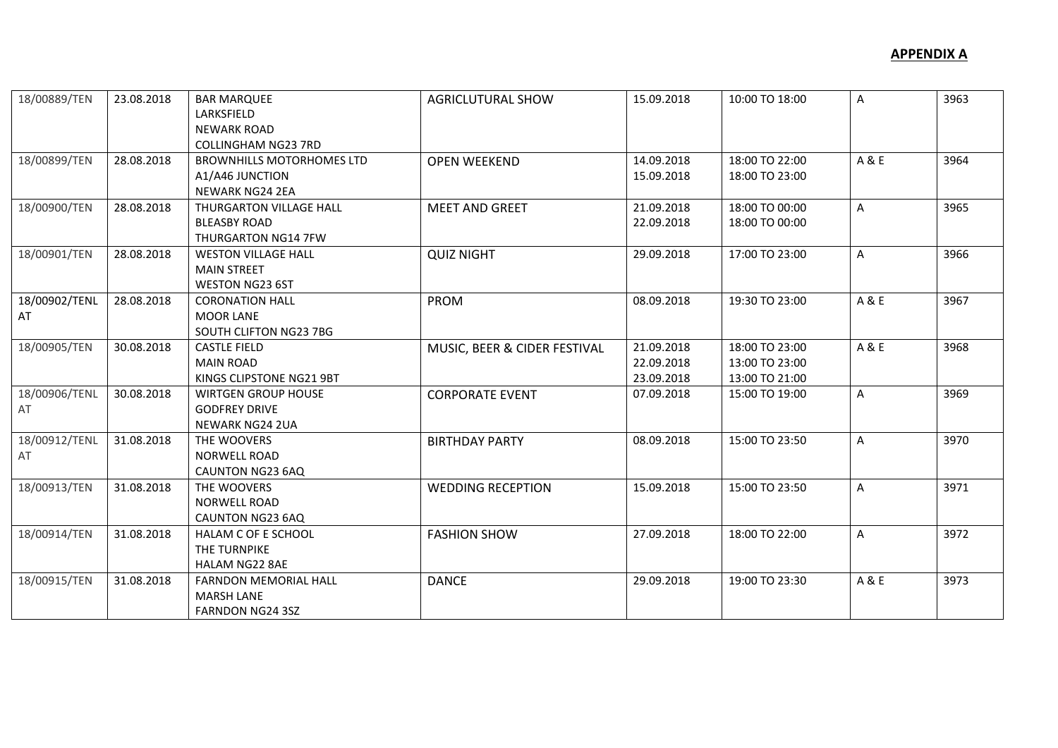**APPENDIX A**

| | | | | | | | |
|---|---|---|---|---|---|---|---|
| 18/00889/TEN | 23.08.2018 | BAR MARQUEE<br>LARKSFIELD<br>NEWARK ROAD<br>COLLINGHAM NG23 7RD | AGRICLUTURAL SHOW | 15.09.2018 | 10:00 TO 18:00 | A | 3963 |
| 18/00899/TEN | 28.08.2018 | BROWNHILLS MOTORHOMES LTD<br>A1/A46 JUNCTION<br>NEWARK NG24 2EA | OPEN WEEKEND | 14.09.2018<br>15.09.2018 | 18:00 TO 22:00<br>18:00 TO 23:00 | A & E | 3964 |
| 18/00900/TEN | 28.08.2018 | THURGARTON VILLAGE HALL<br>BLEASBY ROAD<br>THURGARTON NG14 7FW | MEET AND GREET | 21.09.2018<br>22.09.2018 | 18:00 TO 00:00<br>18:00 TO 00:00 | A | 3965 |
| 18/00901/TEN | 28.08.2018 | WESTON VILLAGE HALL<br>MAIN STREET<br>WESTON NG23 6ST | QUIZ NIGHT | 29.09.2018 | 17:00 TO 23:00 | A | 3966 |
| 18/00902/TENLAT | 28.08.2018 | CORONATION HALL<br>MOOR LANE<br>SOUTH CLIFTON NG23 7BG | PROM | 08.09.2018 | 19:30 TO 23:00 | A & E | 3967 |
| 18/00905/TEN | 30.08.2018 | CASTLE FIELD<br>MAIN ROAD<br>KINGS CLIPSTONE NG21 9BT | MUSIC, BEER & CIDER FESTIVAL | 21.09.2018<br>22.09.2018<br>23.09.2018 | 18:00 TO 23:00<br>13:00 TO 23:00<br>13:00 TO 21:00 | A & E | 3968 |
| 18/00906/TENLAT | 30.08.2018 | WIRTGEN GROUP HOUSE<br>GODFREY DRIVE<br>NEWARK NG24 2UA | CORPORATE EVENT | 07.09.2018 | 15:00 TO 19:00 | A | 3969 |
| 18/00912/TENLAT | 31.08.2018 | THE WOOVERS<br>NORWELL ROAD<br>CAUNTON NG23 6AQ | BIRTHDAY PARTY | 08.09.2018 | 15:00 TO 23:50 | A | 3970 |
| 18/00913/TEN | 31.08.2018 | THE WOOVERS<br>NORWELL ROAD<br>CAUNTON NG23 6AQ | WEDDING RECEPTION | 15.09.2018 | 15:00 TO 23:50 | A | 3971 |
| 18/00914/TEN | 31.08.2018 | HALAM C OF E SCHOOL<br>THE TURNPIKE<br>HALAM NG22 8AE | FASHION SHOW | 27.09.2018 | 18:00 TO 22:00 | A | 3972 |
| 18/00915/TEN | 31.08.2018 | FARNDON MEMORIAL HALL<br>MARSH LANE<br>FARNDON NG24 3SZ | DANCE | 29.09.2018 | 19:00 TO 23:30 | A & E | 3973 |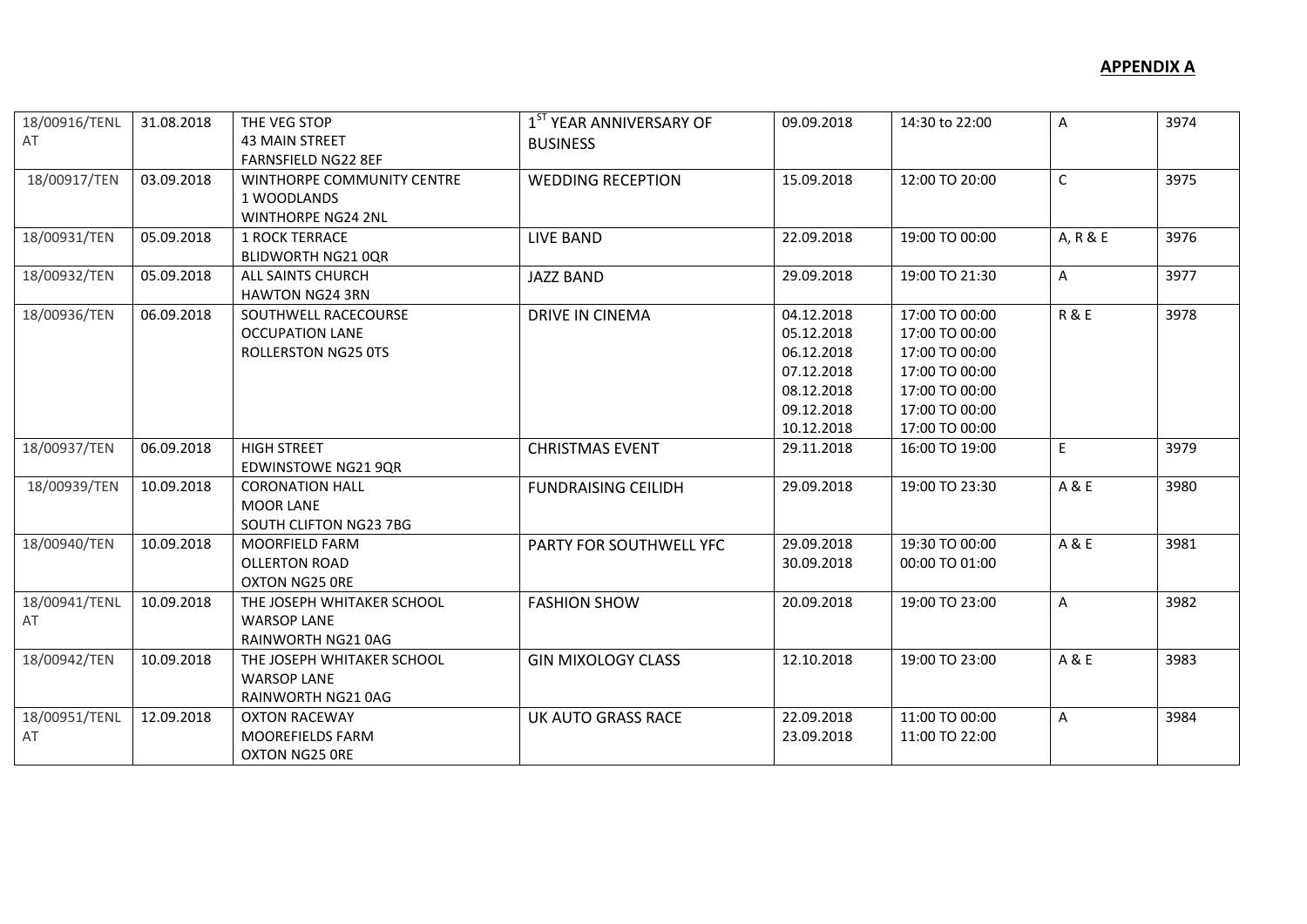**APPENDIX A**

| | | | | | | | |
|---|---|---|---|---|---|---|---|
| 18/00916/TENLAT | 31.08.2018 | THE VEG STOP<br>43 MAIN STREET<br>FARNSFIELD NG22 8EF | 1ST YEAR ANNIVERSARY OF BUSINESS | 09.09.2018 | 14:30 to 22:00 | A | 3974 |
| 18/00917/TEN | 03.09.2018 | WINTHORPE COMMUNITY CENTRE<br>1 WOODLANDS<br>WINTHORPE NG24 2NL | WEDDING RECEPTION | 15.09.2018 | 12:00 TO 20:00 | C | 3975 |
| 18/00931/TEN | 05.09.2018 | 1 ROCK TERRACE<br>BLIDWORTH NG21 0QR | LIVE BAND | 22.09.2018 | 19:00 TO 00:00 | A, R & E | 3976 |
| 18/00932/TEN | 05.09.2018 | ALL SAINTS CHURCH<br>HAWTON NG24 3RN | JAZZ BAND | 29.09.2018 | 19:00 TO 21:30 | A | 3977 |
| 18/00936/TEN | 06.09.2018 | SOUTHWELL RACECOURSE<br>OCCUPATION LANE<br>ROLLERSTON NG25 0TS | DRIVE IN CINEMA | 04.12.2018<br>05.12.2018<br>06.12.2018<br>07.12.2018<br>08.12.2018<br>09.12.2018<br>10.12.2018 | 17:00 TO 00:00<br>17:00 TO 00:00<br>17:00 TO 00:00<br>17:00 TO 00:00<br>17:00 TO 00:00<br>17:00 TO 00:00<br>17:00 TO 00:00 | R & E | 3978 |
| 18/00937/TEN | 06.09.2018 | HIGH STREET<br>EDWINSTOWE NG21 9QR | CHRISTMAS EVENT | 29.11.2018 | 16:00 TO 19:00 | E | 3979 |
| 18/00939/TEN | 10.09.2018 | CORONATION HALL<br>MOOR LANE<br>SOUTH CLIFTON NG23 7BG | FUNDRAISING CEILIDH | 29.09.2018 | 19:00 TO 23:30 | A & E | 3980 |
| 18/00940/TEN | 10.09.2018 | MOORFIELD FARM<br>OLLERTON ROAD<br>OXTON NG25 0RE | PARTY FOR SOUTHWELL YFC | 29.09.2018<br>30.09.2018 | 19:30 TO 00:00<br>00:00 TO 01:00 | A & E | 3981 |
| 18/00941/TENLAT | 10.09.2018 | THE JOSEPH WHITAKER SCHOOL<br>WARSOP LANE<br>RAINWORTH NG21 0AG | FASHION SHOW | 20.09.2018 | 19:00 TO 23:00 | A | 3982 |
| 18/00942/TEN | 10.09.2018 | THE JOSEPH WHITAKER SCHOOL<br>WARSOP LANE<br>RAINWORTH NG21 0AG | GIN MIXOLOGY CLASS | 12.10.2018 | 19:00 TO 23:00 | A & E | 3983 |
| 18/00951/TENLAT | 12.09.2018 | OXTON RACEWAY<br>MOOREFIELDS FARM<br>OXTON NG25 0RE | UK AUTO GRASS RACE | 22.09.2018<br>23.09.2018 | 11:00 TO 00:00<br>11:00 TO 22:00 | A | 3984 |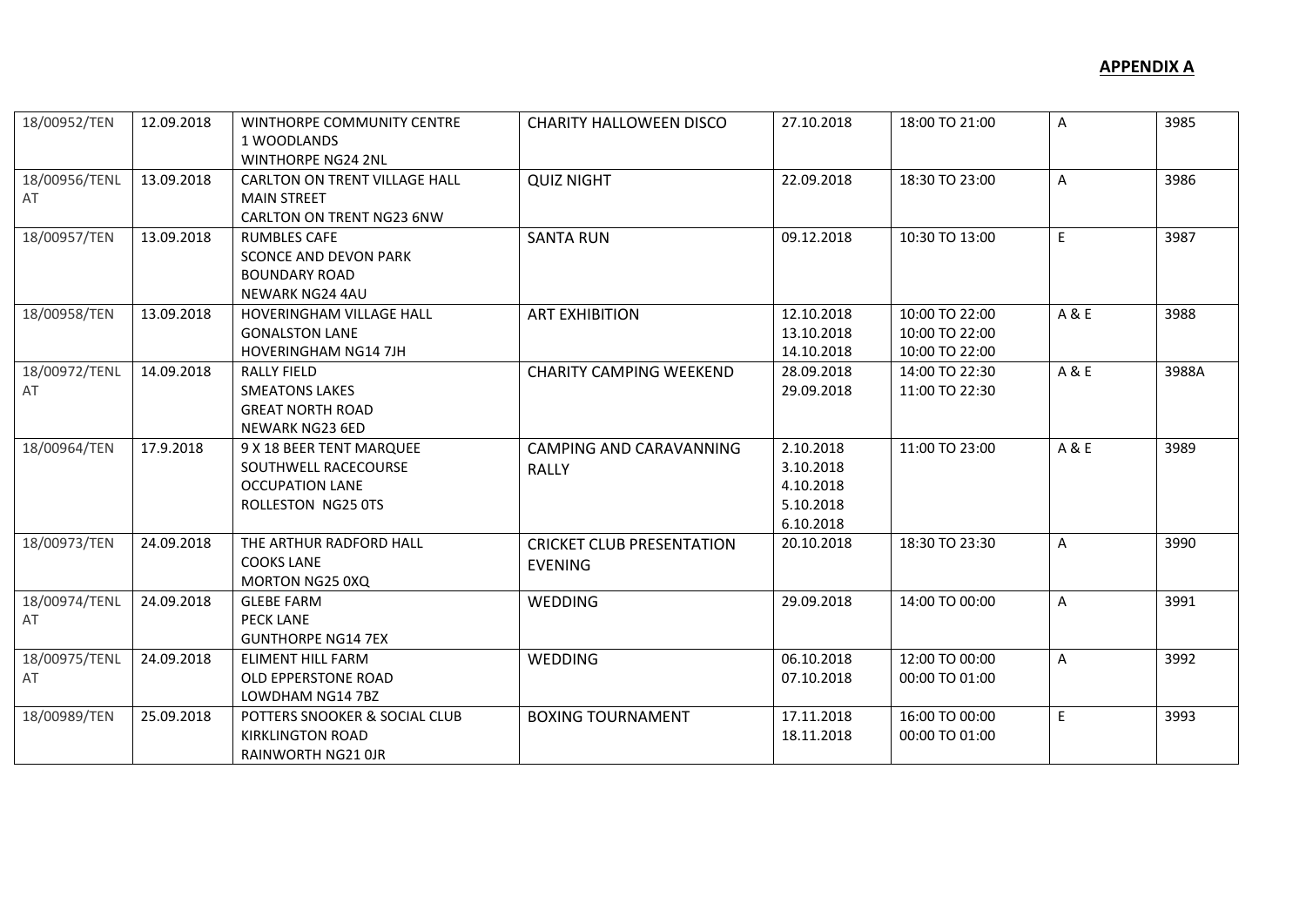**APPENDIX A**

| | | | | | | | |
|---|---|---|---|---|---|---|---|
| 18/00952/TEN | 12.09.2018 | WINTHORPE COMMUNITY CENTRE<br>1 WOODLANDS<br>WINTHORPE NG24 2NL | CHARITY HALLOWEEN DISCO | 27.10.2018 | 18:00 TO 21:00 | A | 3985 |
| 18/00956/TENLAT | 13.09.2018 | CARLTON ON TRENT VILLAGE HALL<br>MAIN STREET<br>CARLTON ON TRENT NG23 6NW | QUIZ NIGHT | 22.09.2018 | 18:30 TO 23:00 | A | 3986 |
| 18/00957/TEN | 13.09.2018 | RUMBLES CAFE<br>SCONCE AND DEVON PARK<br>BOUNDARY ROAD<br>NEWARK NG24 4AU | SANTA RUN | 09.12.2018 | 10:30 TO 13:00 | E | 3987 |
| 18/00958/TEN | 13.09.2018 | HOVERINGHAM VILLAGE HALL<br>GONALSTON LANE<br>HOVERINGHAM NG14 7JH | ART EXHIBITION | 12.10.2018<br>13.10.2018<br>14.10.2018 | 10:00 TO 22:00<br>10:00 TO 22:00<br>10:00 TO 22:00 | A & E | 3988 |
| 18/00972/TENLAT | 14.09.2018 | RALLY FIELD<br>SMEATONS LAKES<br>GREAT NORTH ROAD<br>NEWARK NG23 6ED | CHARITY CAMPING WEEKEND | 28.09.2018<br>29.09.2018 | 14:00 TO 22:30<br>11:00 TO 22:30 | A & E | 3988A |
| 18/00964/TEN | 17.9.2018 | 9 X 18 BEER TENT MARQUEE<br>SOUTHWELL RACECOURSE<br>OCCUPATION LANE<br>ROLLESTON NG25 0TS | CAMPING AND CARAVANNING RALLY | 2.10.2018<br>3.10.2018<br>4.10.2018<br>5.10.2018<br>6.10.2018 | 11:00 TO 23:00 | A & E | 3989 |
| 18/00973/TEN | 24.09.2018 | THE ARTHUR RADFORD HALL<br>COOKS LANE<br>MORTON NG25 0XQ | CRICKET CLUB PRESENTATION EVENING | 20.10.2018 | 18:30 TO 23:30 | A | 3990 |
| 18/00974/TENLAT | 24.09.2018 | GLEBE FARM<br>PECK LANE<br>GUNTHORPE NG14 7EX | WEDDING | 29.09.2018 | 14:00 TO 00:00 | A | 3991 |
| 18/00975/TENLAT | 24.09.2018 | ELIMENT HILL FARM<br>OLD EPPERSTONE ROAD<br>LOWDHAM NG14 7BZ | WEDDING | 06.10.2018<br>07.10.2018 | 12:00 TO 00:00<br>00:00 TO 01:00 | A | 3992 |
| 18/00989/TEN | 25.09.2018 | POTTERS SNOOKER & SOCIAL CLUB<br>KIRKLINGTON ROAD<br>RAINWORTH NG21 0JR | BOXING TOURNAMENT | 17.11.2018<br>18.11.2018 | 16:00 TO 00:00<br>00:00 TO 01:00 | E | 3993 |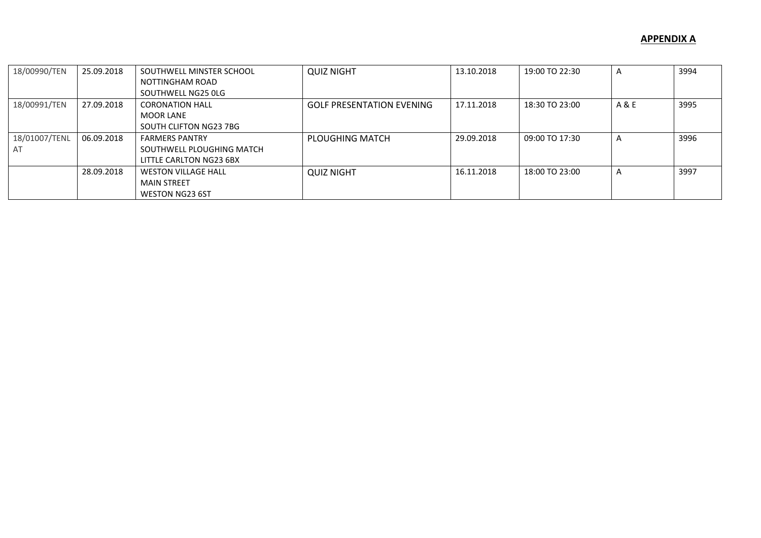**APPENDIX A**

| | | | | | | | |
|---|---|---|---|---|---|---|---|
| 18/00990/TEN | 25.09.2018 | SOUTHWELL MINSTER SCHOOL<br>NOTTINGHAM ROAD<br>SOUTHWELL NG25 0LG | QUIZ NIGHT | 13.10.2018 | 19:00 TO 22:30 | A | 3994 |
| 18/00991/TEN | 27.09.2018 | CORONATION HALL<br>MOOR LANE<br>SOUTH CLIFTON NG23 7BG | GOLF PRESENTATION EVENING | 17.11.2018 | 18:30 TO 23:00 | A & E | 3995 |
| 18/01007/TENLAT | 06.09.2018 | FARMERS PANTRY<br>SOUTHWELL PLOUGHING MATCH<br>LITTLE CARLTON NG23 6BX | PLOUGHING MATCH | 29.09.2018 | 09:00 TO 17:30 | A | 3996 |
| | 28.09.2018 | WESTON VILLAGE HALL<br>MAIN STREET<br>WESTON NG23 6ST | QUIZ NIGHT | 16.11.2018 | 18:00 TO 23:00 | A | 3997 |